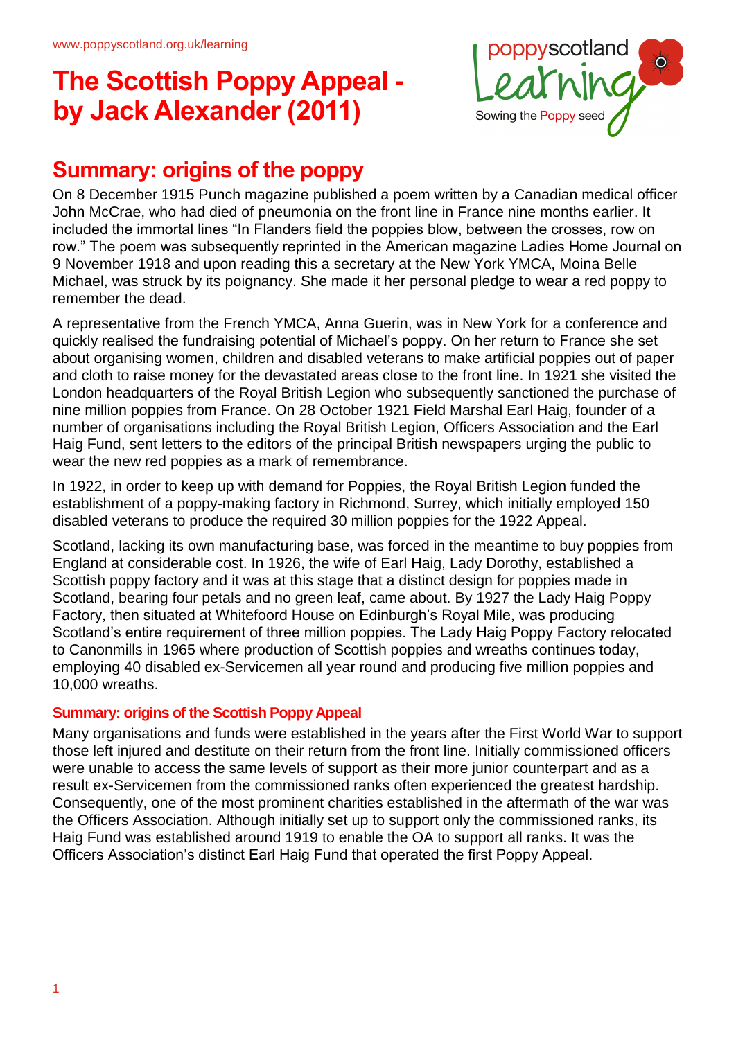www.poppyscotland.org.uk/learning

# The Scottish Poppy Appeal - by Jack Alexander (2011)

## Summary: origins of the poppy

On 8 December 1915 Punch magazine published a poem written by a Canadian medical officer John McCrae, who had died of pneumonia on the front line in France nine months earlier. It included the immortal lines "In Flanders field the poppies blow, between the crosses, row on row." The poem was subsequently reprinted in the American magazine Ladies Home Journal on 9 November 1918 and upon reading this a secretary at the New York YMCA, Moina Belle Michael, was struck by its poignancy. She made it her personal pledge to wear a red poppy to remember the dead.

A representative from the French YMCA, Anna Guerin, was in New York for a conference and quickly realised the fundraising potential of Michael's poppy. On her return to France she set about organising women, children and disabled veterans to make artificial poppies out of paper and cloth to raise money for the devastated areas close to the front line. In 1921 she visited the London headquarters of the Royal British Legion who subsequently sanctioned the purchase of nine million poppies from France. On 28 October 1921 Field Marshal Earl Haig, founder of a number of organisations including the Royal British Legion, Officers Association and the Earl Haig Fund, sent letters to the editors of the principal British newspapers urging the public to wear the new red poppies as a mark of remembrance.

In 1922, in order to keep up with demand for Poppies, the Royal British Legion funded the establishment of a poppy-making factory in Richmond, Surrey, which initially employed 150 disabled veterans to produce the required 30 million poppies for the 1922 Appeal.

Scotland, lacking its own manufacturing base, was forced in the meantime to buy poppies from England at considerable cost. In 1926, the wife of Earl Haig, Lady Dorothy, established a Scottish poppy factory and it was at this stage that a distinct design for poppies made in Scotland, bearing four petals and no green leaf, came about. By 1927 the Lady Haig Poppy Factory, then situated at Whiteford House on Edinburgh's Royal Mile, was producing Scotland's entire requirement of three million poppies. The Lady Haig Poppy Factory relocated to Canonmills in 1965 where production of Scottish poppies and wreaths continues today, employing 40 disabled ex-Servicemen all year round and producing five million poppies and 10,000 wreaths.

### Summary: origins of the Scottish Poppy Appeal

Many organisations and funds were established in the years after the First World War to support those left injured and destitute on their return from the front line. Initially commissioned officers were unable to access the same levels of support as their more junior counterpart and as a result ex-Servicemen from the commissioned ranks often experienced the greatest hardship. Consequently, one of the most prominent charities established in the aftermath of the war was the Officers Association. Although initially set up to support only the commissioned ranks, its Haig Fund was established around 1919 to enable the OA to support all ranks. It was the Officers Association's distinct Earl Haig Fund that operated the first Poppy Appeal.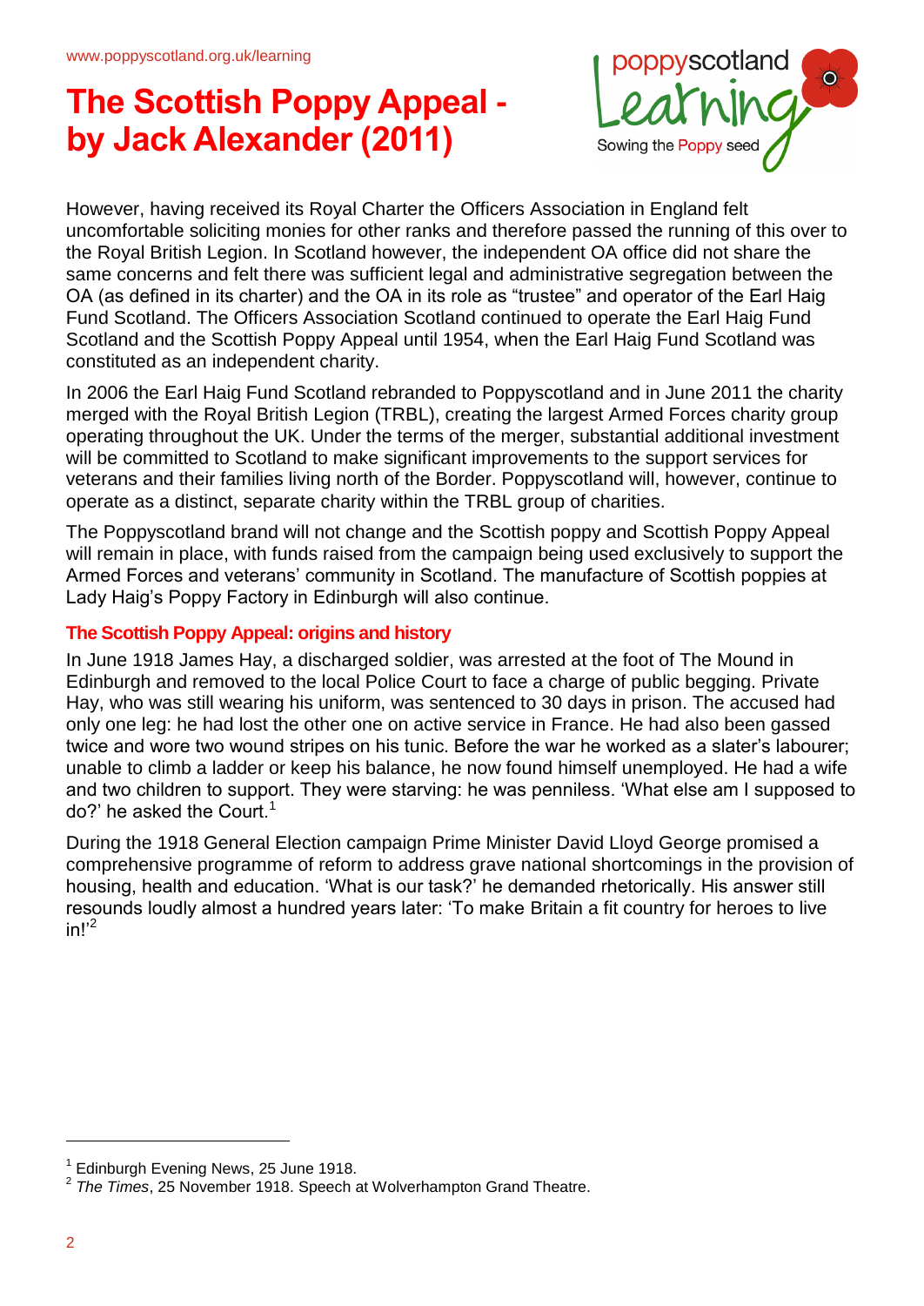However, having received its Royal Charter the Officers Association in England felt uncomfortable soliciting monies for other ranks and therefore passed the running of this over to the Royal British Legion. In Scotland however, the independent OA office did not share the same concerns and felt there was sufficient legal and administrative segregation between the OA (as defined in its charter) and the OA in its role as "trustee" and operator of the Earl Haig Fund Scotland. The Officers Association Scotland continued to operate the Earl Haig Fund Scotland and the Scottish Poppy Appeal until 1954, when the Earl Haig Fund Scotland was constituted as an independent charity.

In 2006 the Earl Haig Fund Scotland rebranded to Poppyscotland and in June 2011 the charity merged with the Royal British Legion (TRBL), creating the largest Armed Forces charity group operating throughout the UK. Under the terms of the merger, substantial additional investment will be committed to Scotland to make significant improvements to the support services for veterans and their families living north of the Border. Poppyscotland will, however, continue to operate as a distinct, separate charity within the TRBL group of charities.

The Poppyscotland brand will not change and the Scottish poppy and Scottish Poppy Appeal will remain in place, with funds raised from the campaign being used exclusively to support the Armed Forces and veterans' community in Scotland. The manufacture of Scottish poppies at Lady Haig's Poppy Factory in Edinburgh will also continue.

### The Scottish Poppy Appeal: origins and history

In June 1918 James Hay, a discharged soldier, was arrested at the foot of The Mound in Edinburgh and removed to the local Police Court to face a charge of public begging. Private Hay, who was still wearing his uniform, was sentenced to 30 days in prison. The accused had only one leg: he had lost the other one on active service in France. He had also been gassed twice and wore two wound stripes on his tunic. Before the war he worked as a slater's labourer; unable to climb a ladder or keep his balance, he now found himself unemployed. He had a wife and two children to support. They were starving: he was penniless. 'What else am I supposed to do?' he asked the Court.[1]

During the 1918 General Election campaign Prime Minister David Lloyd George promised a comprehensive programme of reform to address grave national shortcomings in the provision of housing, health and education. 'What is our task?' he demanded rhetorically. His answer still resounds loudly almost a hundred years later: 'To make Britain a fit country for heroes to live in!'[2]

---

[1] Edinburgh Evening News, 25 June 1918.

[2] *The Times*, 25 November 1918. Speech at Wolverhampton Grand Theatre.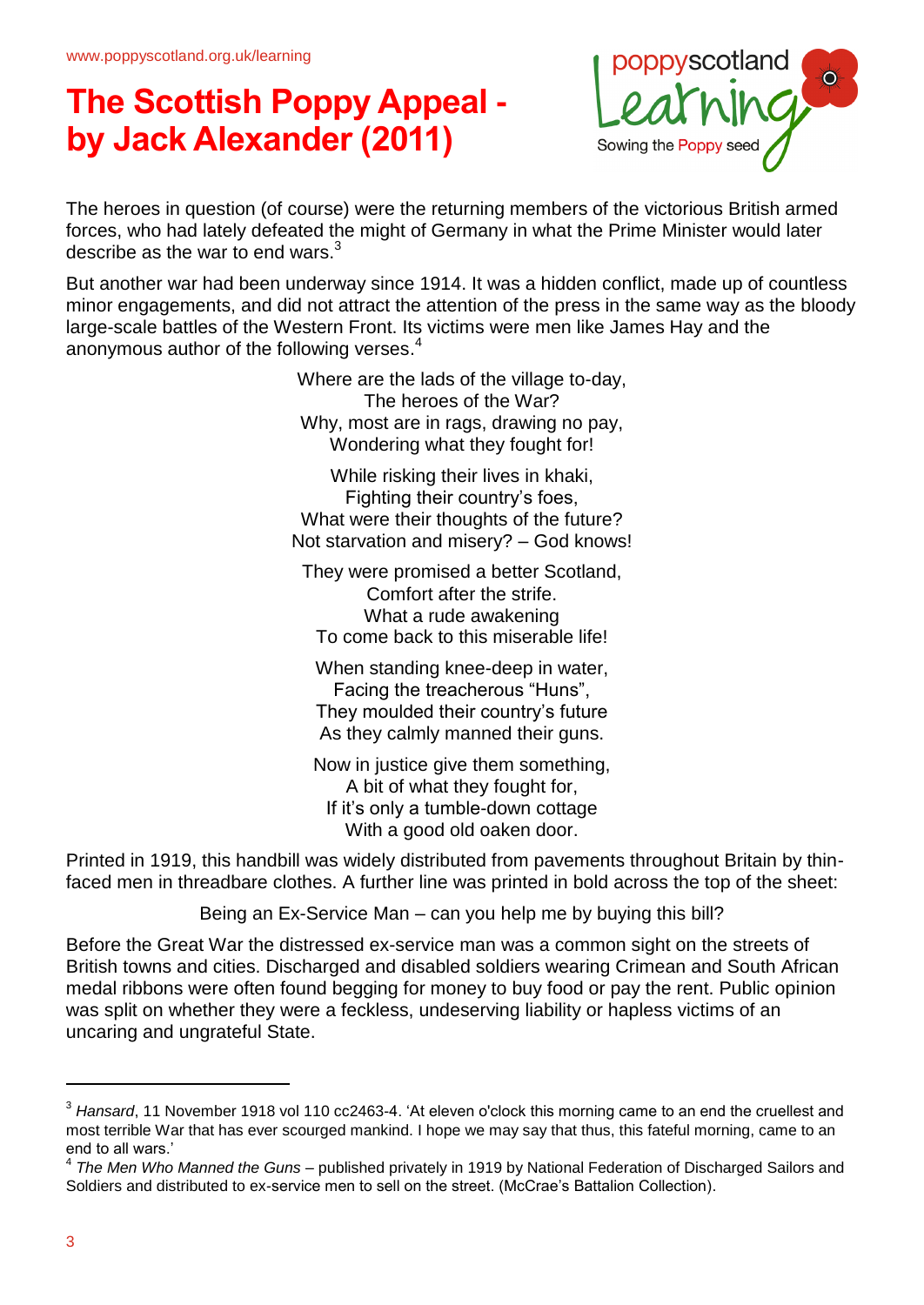www.poppyscotland.org.uk/learning

# The Scottish Poppy Appeal - by Jack Alexander (2011)

The heroes in question (of course) were the returning members of the victorious British armed forces, who had lately defeated the might of Germany in what the Prime Minister would later describe as the war to end wars.[3]

But another war had been underway since 1914. It was a hidden conflict, made up of countless minor engagements, and did not attract the attention of the press in the same way as the bloody large-scale battles of the Western Front. Its victims were men like James Hay and the anonymous author of the following verses.[4]

Where are the lads of the village to-day,
The heroes of the War?
Why, most are in rags, drawing no pay,
Wondering what they fought for!

While risking their lives in khaki,
Fighting their country's foes,
What were their thoughts of the future?
Not starvation and misery? – God knows!

They were promised a better Scotland,
Comfort after the strife.
What a rude awakening
To come back to this miserable life!

When standing knee-deep in water,
Facing the treacherous "Huns",
They moulded their country's future
As they calmly manned their guns.

Now in justice give them something,
A bit of what they fought for,
If it's only a tumble-down cottage
With a good old oaken door.

Printed in 1919, this handbill was widely distributed from pavements throughout Britain by thin-faced men in threadbare clothes. A further line was printed in bold across the top of the sheet:

Being an Ex-Service Man – can you help me by buying this bill?

Before the Great War the distressed ex-service man was a common sight on the streets of British towns and cities. Discharged and disabled soldiers wearing Crimean and South African medal ribbons were often found begging for money to buy food or pay the rent. Public opinion was split on whether they were a feckless, undeserving liability or hapless victims of an uncaring and ungrateful State.

---

[3] *Hansard*, 11 November 1918 vol 110 cc2463-4. 'At eleven o'clock this morning came to an end the cruellest and most terrible War that has ever scourged mankind. I hope we may say that thus, this fateful morning, came to an end to all wars.'

[4] *The Men Who Manned the Guns* – published privately in 1919 by National Federation of Discharged Sailors and Soldiers and distributed to ex-service men to sell on the street. (McCrae's Battalion Collection).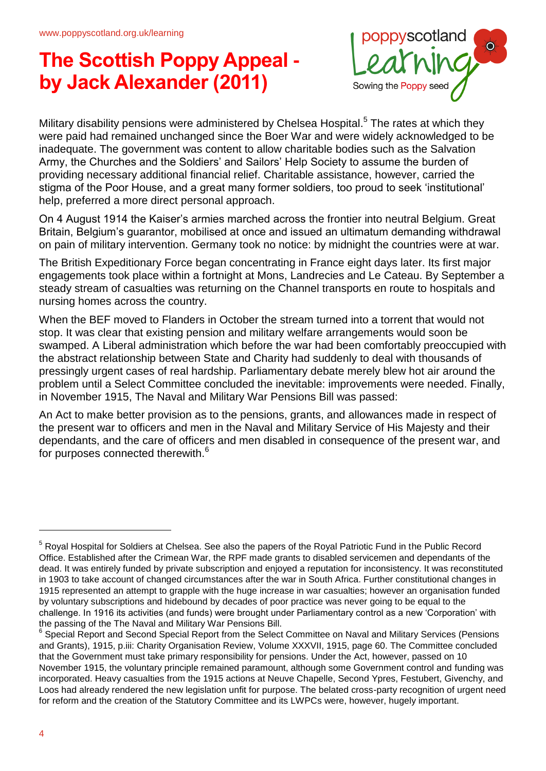Military disability pensions were administered by Chelsea Hospital.[5] The rates at which they were paid had remained unchanged since the Boer War and were widely acknowledged to be inadequate. The government was content to allow charitable bodies such as the Salvation Army, the Churches and the Soldiers' and Sailors' Help Society to assume the burden of providing necessary additional financial relief. Charitable assistance, however, carried the stigma of the Poor House, and a great many former soldiers, too proud to seek 'institutional' help, preferred a more direct personal approach.

On 4 August 1914 the Kaiser's armies marched across the frontier into neutral Belgium. Great Britain, Belgium's guarantor, mobilised at once and issued an ultimatum demanding withdrawal on pain of military intervention. Germany took no notice: by midnight the countries were at war.

The British Expeditionary Force began concentrating in France eight days later. Its first major engagements took place within a fortnight at Mons, Landrecies and Le Cateau. By September a steady stream of casualties was returning on the Channel transports en route to hospitals and nursing homes across the country.

When the BEF moved to Flanders in October the stream turned into a torrent that would not stop. It was clear that existing pension and military welfare arrangements would soon be swamped. A Liberal administration which before the war had been comfortably preoccupied with the abstract relationship between State and Charity had suddenly to deal with thousands of pressingly urgent cases of real hardship. Parliamentary debate merely blew hot air around the problem until a Select Committee concluded the inevitable: improvements were needed. Finally, in November 1915, The Naval and Military War Pensions Bill was passed:

An Act to make better provision as to the pensions, grants, and allowances made in respect of the present war to officers and men in the Naval and Military Service of His Majesty and their dependants, and the care of officers and men disabled in consequence of the present war, and for purposes connected therewith.[6]

---

[5] Royal Hospital for Soldiers at Chelsea. See also the papers of the Royal Patriotic Fund in the Public Record Office. Established after the Crimean War, the RPF made grants to disabled servicemen and dependants of the dead. It was entirely funded by private subscription and enjoyed a reputation for inconsistency. It was reconstituted in 1903 to take account of changed circumstances after the war in South Africa. Further constitutional changes in 1915 represented an attempt to grapple with the huge increase in war casualties; however an organisation funded by voluntary subscriptions and hidebound by decades of poor practice was never going to be equal to the challenge. In 1916 its activities (and funds) were brought under Parliamentary control as a new 'Corporation' with the passing of the The Naval and Military War Pensions Bill.

[6] Special Report and Second Special Report from the Select Committee on Naval and Military Services (Pensions and Grants), 1915, p.iii: Charity Organisation Review, Volume XXXVII, 1915, page 60. The Committee concluded that the Government must take primary responsibility for pensions. Under the Act, however, passed on 10 November 1915, the voluntary principle remained paramount, although some Government control and funding was incorporated. Heavy casualties from the 1915 actions at Neuve Chapelle, Second Ypres, Festubert, Givenchy, and Loos had already rendered the new legislation unfit for purpose. The belated cross-party recognition of urgent need for reform and the creation of the Statutory Committee and its LWPCs were, however, hugely important.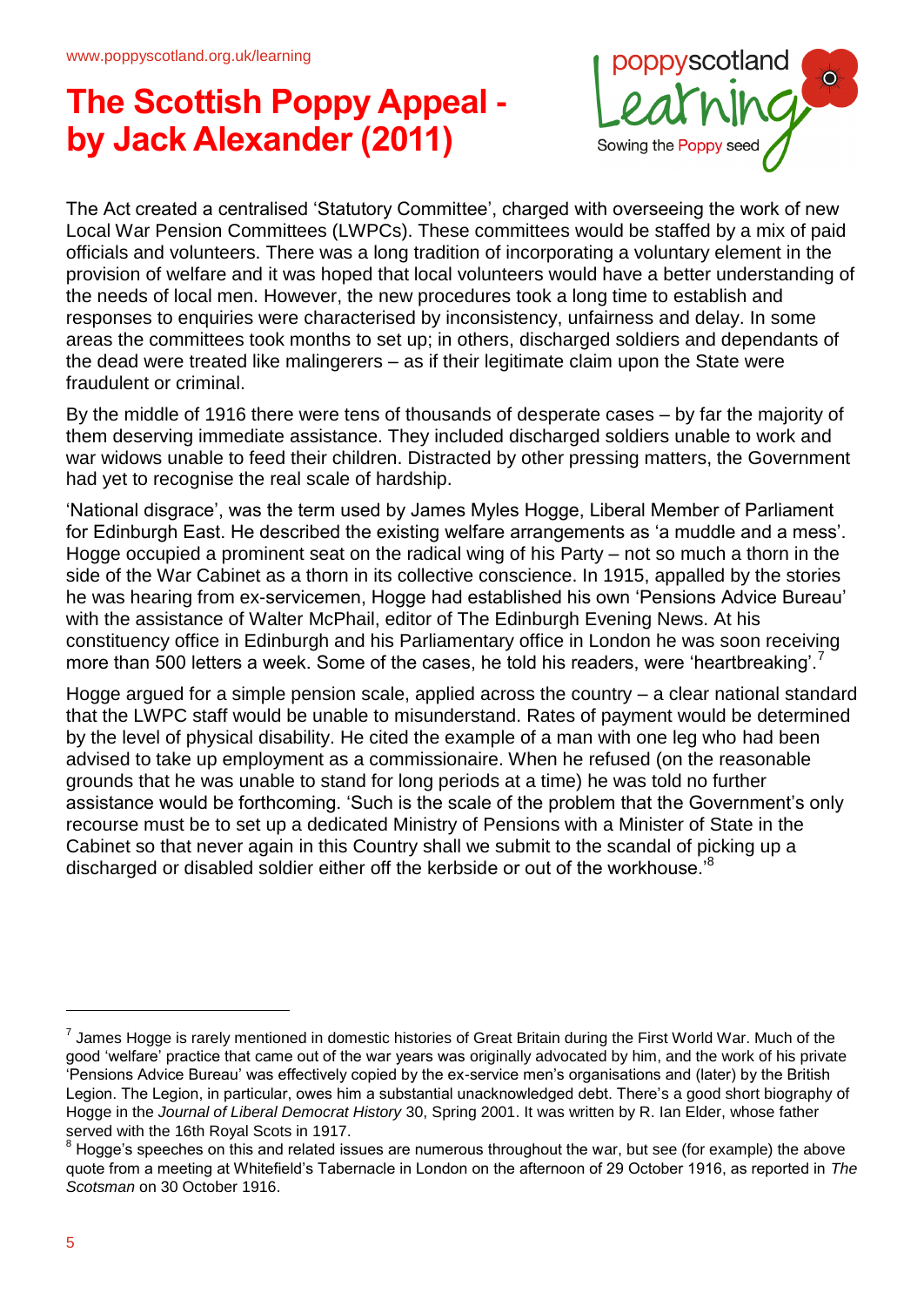The Act created a centralised 'Statutory Committee', charged with overseeing the work of new Local War Pension Committees (LWPCs). These committees would be staffed by a mix of paid officials and volunteers. There was a long tradition of incorporating a voluntary element in the provision of welfare and it was hoped that local volunteers would have a better understanding of the needs of local men. However, the new procedures took a long time to establish and responses to enquiries were characterised by inconsistency, unfairness and delay. In some areas the committees took months to set up; in others, discharged soldiers and dependants of the dead were treated like malingerers – as if their legitimate claim upon the State were fraudulent or criminal.

By the middle of 1916 there were tens of thousands of desperate cases – by far the majority of them deserving immediate assistance. They included discharged soldiers unable to work and war widows unable to feed their children. Distracted by other pressing matters, the Government had yet to recognise the real scale of hardship.

'National disgrace', was the term used by James Myles Hogge, Liberal Member of Parliament for Edinburgh East. He described the existing welfare arrangements as 'a muddle and a mess'. Hogge occupied a prominent seat on the radical wing of his Party – not so much a thorn in the side of the War Cabinet as a thorn in its collective conscience. In 1915, appalled by the stories he was hearing from ex-servicemen, Hogge had established his own 'Pensions Advice Bureau' with the assistance of Walter McPhail, editor of The Edinburgh Evening News. At his constituency office in Edinburgh and his Parliamentary office in London he was soon receiving more than 500 letters a week. Some of the cases, he told his readers, were 'heartbreaking'.[7]

Hogge argued for a simple pension scale, applied across the country – a clear national standard that the LWPC staff would be unable to misunderstand. Rates of payment would be determined by the level of physical disability. He cited the example of a man with one leg who had been advised to take up employment as a commissionaire. When he refused (on the reasonable grounds that he was unable to stand for long periods at a time) he was told no further assistance would be forthcoming. 'Such is the scale of the problem that the Government's only recourse must be to set up a dedicated Ministry of Pensions with a Minister of State in the Cabinet so that never again in this Country shall we submit to the scandal of picking up a discharged or disabled soldier either off the kerbside or out of the workhouse.'[8]

---

[7] James Hogge is rarely mentioned in domestic histories of Great Britain during the First World War. Much of the good 'welfare' practice that came out of the war years was originally advocated by him, and the work of his private 'Pensions Advice Bureau' was effectively copied by the ex-service men's organisations and (later) by the British Legion. The Legion, in particular, owes him a substantial unacknowledged debt. There's a good short biography of Hogge in the *Journal of Liberal Democrat History* 30, Spring 2001. It was written by R. Ian Elder, whose father served with the 16th Royal Scots in 1917.

[8] Hogge's speeches on this and related issues are numerous throughout the war, but see (for example) the above quote from a meeting at Whitefield's Tabernacle in London on the afternoon of 29 October 1916, as reported in *The Scotsman* on 30 October 1916.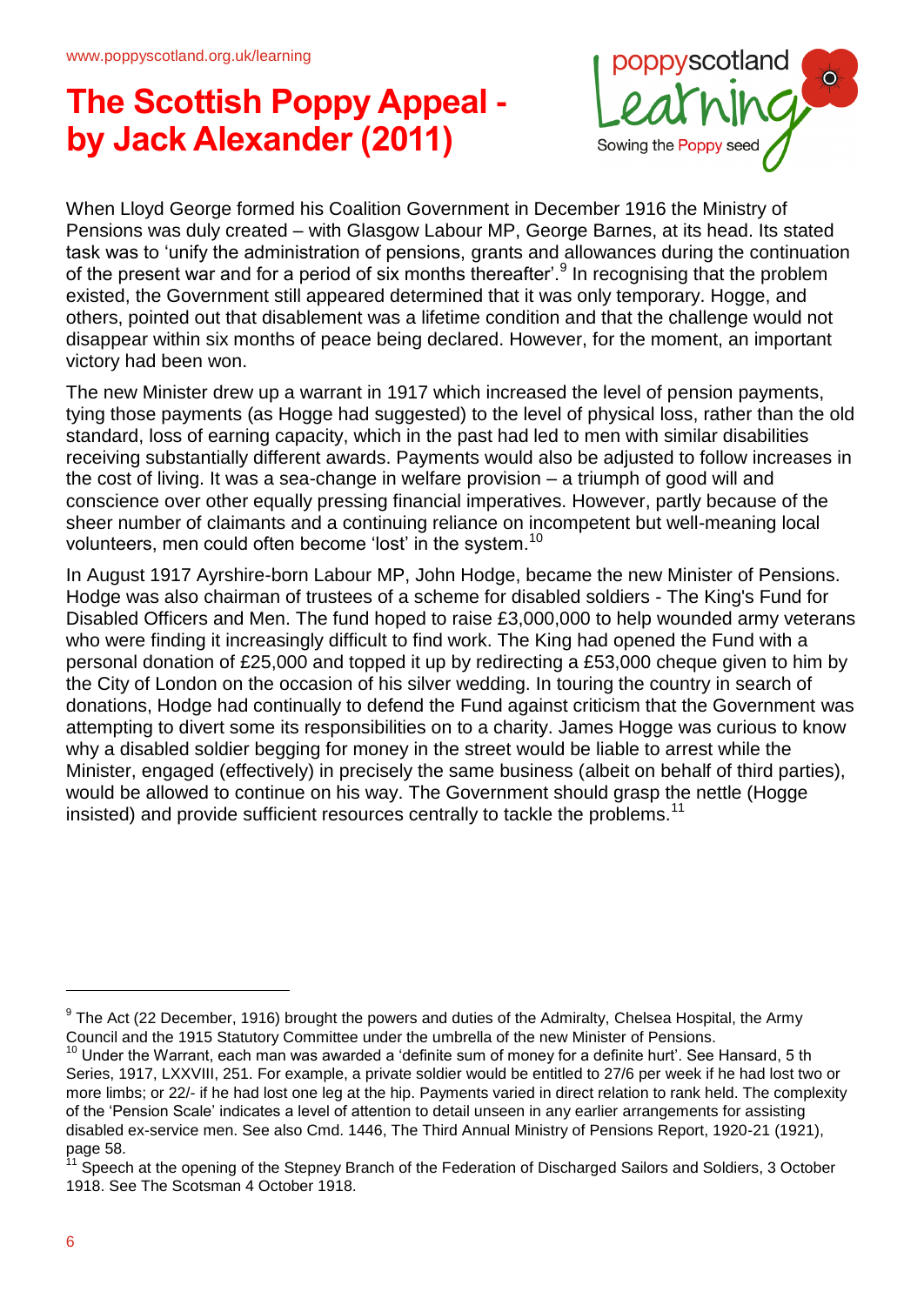When Lloyd George formed his Coalition Government in December 1916 the Ministry of Pensions was duly created – with Glasgow Labour MP, George Barnes, at its head. Its stated task was to 'unify the administration of pensions, grants and allowances during the continuation of the present war and for a period of six months thereafter'.[9] In recognising that the problem existed, the Government still appeared determined that it was only temporary. Hogge, and others, pointed out that disablement was a lifetime condition and that the challenge would not disappear within six months of peace being declared. However, for the moment, an important victory had been won.

The new Minister drew up a warrant in 1917 which increased the level of pension payments, tying those payments (as Hogge had suggested) to the level of physical loss, rather than the old standard, loss of earning capacity, which in the past had led to men with similar disabilities receiving substantially different awards. Payments would also be adjusted to follow increases in the cost of living. It was a sea-change in welfare provision – a triumph of good will and conscience over other equally pressing financial imperatives. However, partly because of the sheer number of claimants and a continuing reliance on incompetent but well-meaning local volunteers, men could often become 'lost' in the system.[10]

In August 1917 Ayrshire-born Labour MP, John Hodge, became the new Minister of Pensions. Hodge was also chairman of trustees of a scheme for disabled soldiers - The King's Fund for Disabled Officers and Men. The fund hoped to raise £3,000,000 to help wounded army veterans who were finding it increasingly difficult to find work. The King had opened the Fund with a personal donation of £25,000 and topped it up by redirecting a £53,000 cheque given to him by the City of London on the occasion of his silver wedding. In touring the country in search of donations, Hodge had continually to defend the Fund against criticism that the Government was attempting to divert some its responsibilities on to a charity. James Hogge was curious to know why a disabled soldier begging for money in the street would be liable to arrest while the Minister, engaged (effectively) in precisely the same business (albeit on behalf of third parties), would be allowed to continue on his way. The Government should grasp the nettle (Hogge insisted) and provide sufficient resources centrally to tackle the problems.[11]

---

[9] The Act (22 December, 1916) brought the powers and duties of the Admiralty, Chelsea Hospital, the Army Council and the 1915 Statutory Committee under the umbrella of the new Minister of Pensions.

[10] Under the Warrant, each man was awarded a 'definite sum of money for a definite hurt'. See Hansard, 5 th Series, 1917, LXXVIII, 251. For example, a private soldier would be entitled to 27/6 per week if he had lost two or more limbs; or 22/- if he had lost one leg at the hip. Payments varied in direct relation to rank held. The complexity of the 'Pension Scale' indicates a level of attention to detail unseen in any earlier arrangements for assisting disabled ex-service men. See also Cmd. 1446, The Third Annual Ministry of Pensions Report, 1920-21 (1921), page 58.

[11] Speech at the opening of the Stepney Branch of the Federation of Discharged Sailors and Soldiers, 3 October 1918. See The Scotsman 4 October 1918.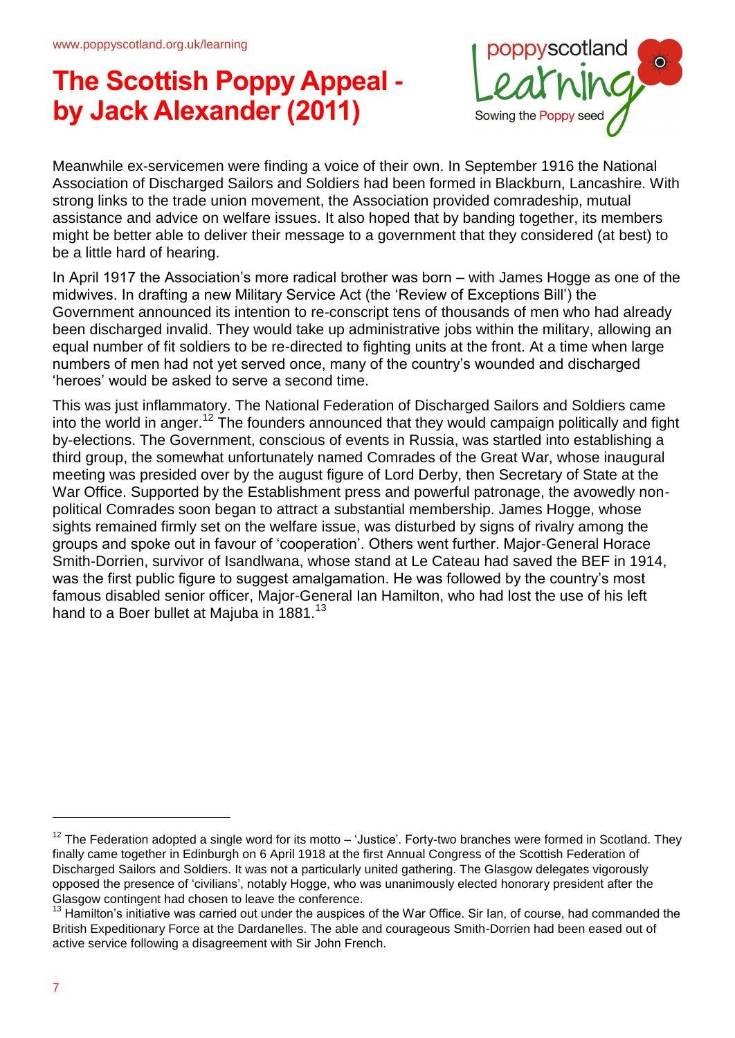Meanwhile ex-servicemen were finding a voice of their own. In September 1916 the National Association of Discharged Sailors and Soldiers had been formed in Blackburn, Lancashire. With strong links to the trade union movement, the Association provided comradeship, mutual assistance and advice on welfare issues. It also hoped that by banding together, its members might be better able to deliver their message to a government that they considered (at best) to be a little hard of hearing.

In April 1917 the Association's more radical brother was born – with James Hogge as one of the midwives. In drafting a new Military Service Act (the 'Review of Exceptions Bill') the Government announced its intention to re-conscript tens of thousands of men who had already been discharged invalid. They would take up administrative jobs within the military, allowing an equal number of fit soldiers to be re-directed to fighting units at the front. At a time when large numbers of men had not yet served once, many of the country's wounded and discharged 'heroes' would be asked to serve a second time.

This was just inflammatory. The National Federation of Discharged Sailors and Soldiers came into the world in anger.[12] The founders announced that they would campaign politically and fight by-elections. The Government, conscious of events in Russia, was startled into establishing a third group, the somewhat unfortunately named Comrades of the Great War, whose inaugural meeting was presided over by the august figure of Lord Derby, then Secretary of State at the War Office. Supported by the Establishment press and powerful patronage, the avowedly non-political Comrades soon began to attract a substantial membership. James Hogge, whose sights remained firmly set on the welfare issue, was disturbed by signs of rivalry among the groups and spoke out in favour of 'cooperation'. Others went further. Major-General Horace Smith-Dorrien, survivor of Isandlwana, whose stand at Le Cateau had saved the BEF in 1914, was the first public figure to suggest amalgamation. He was followed by the country's most famous disabled senior officer, Major-General Ian Hamilton, who had lost the use of his left hand to a Boer bullet at Majuba in 1881.[13]

---

[12] The Federation adopted a single word for its motto – 'Justice'. Forty-two branches were formed in Scotland. They finally came together in Edinburgh on 6 April 1918 at the first Annual Congress of the Scottish Federation of Discharged Sailors and Soldiers. It was not a particularly united gathering. The Glasgow delegates vigorously opposed the presence of 'civilians', notably Hogge, who was unanimously elected honorary president after the Glasgow contingent had chosen to leave the conference.

[13] Hamilton's initiative was carried out under the auspices of the War Office. Sir Ian, of course, had commanded the British Expeditionary Force at the Dardanelles. The able and courageous Smith-Dorrien had been eased out of active service following a disagreement with Sir John French.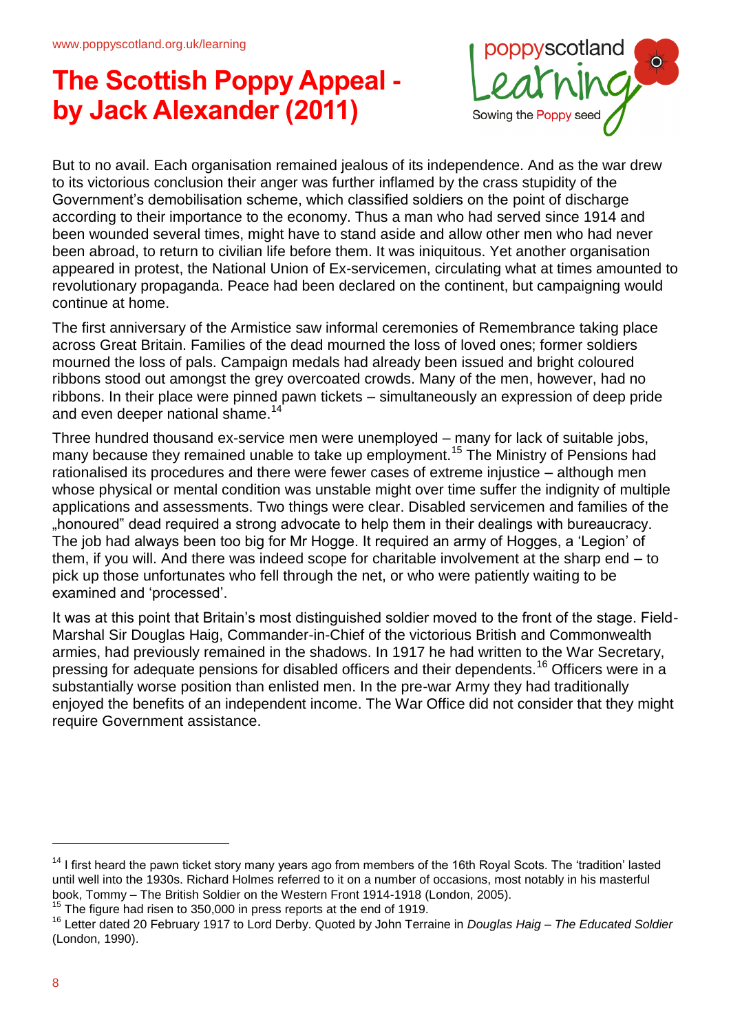But to no avail. Each organisation remained jealous of its independence. And as the war drew to its victorious conclusion their anger was further inflamed by the crass stupidity of the Government's demobilisation scheme, which classified soldiers on the point of discharge according to their importance to the economy. Thus a man who had served since 1914 and been wounded several times, might have to stand aside and allow other men who had never been abroad, to return to civilian life before them. It was iniquitous. Yet another organisation appeared in protest, the National Union of Ex-servicemen, circulating what at times amounted to revolutionary propaganda. Peace had been declared on the continent, but campaigning would continue at home.

The first anniversary of the Armistice saw informal ceremonies of Remembrance taking place across Great Britain. Families of the dead mourned the loss of loved ones; former soldiers mourned the loss of pals. Campaign medals had already been issued and bright coloured ribbons stood out amongst the grey overcoated crowds. Many of the men, however, had no ribbons. In their place were pinned pawn tickets – simultaneously an expression of deep pride and even deeper national shame.[14]

Three hundred thousand ex-service men were unemployed – many for lack of suitable jobs, many because they remained unable to take up employment.[15] The Ministry of Pensions had rationalised its procedures and there were fewer cases of extreme injustice – although men whose physical or mental condition was unstable might over time suffer the indignity of multiple applications and assessments. Two things were clear. Disabled servicemen and families of the „honoured" dead required a strong advocate to help them in their dealings with bureaucracy. The job had always been too big for Mr Hogge. It required an army of Hogges, a 'Legion' of them, if you will. And there was indeed scope for charitable involvement at the sharp end – to pick up those unfortunates who fell through the net, or who were patiently waiting to be examined and 'processed'.

It was at this point that Britain's most distinguished soldier moved to the front of the stage. Field-Marshal Sir Douglas Haig, Commander-in-Chief of the victorious British and Commonwealth armies, had previously remained in the shadows. In 1917 he had written to the War Secretary, pressing for adequate pensions for disabled officers and their dependents.[16] Officers were in a substantially worse position than enlisted men. In the pre-war Army they had traditionally enjoyed the benefits of an independent income. The War Office did not consider that they might require Government assistance.

---

[14] I first heard the pawn ticket story many years ago from members of the 16th Royal Scots. The 'tradition' lasted until well into the 1930s. Richard Holmes referred to it on a number of occasions, most notably in his masterful book, Tommy – The British Soldier on the Western Front 1914-1918 (London, 2005).

[15] The figure had risen to 350,000 in press reports at the end of 1919.

[16] Letter dated 20 February 1917 to Lord Derby. Quoted by John Terraine in *Douglas Haig – The Educated Soldier* (London, 1990).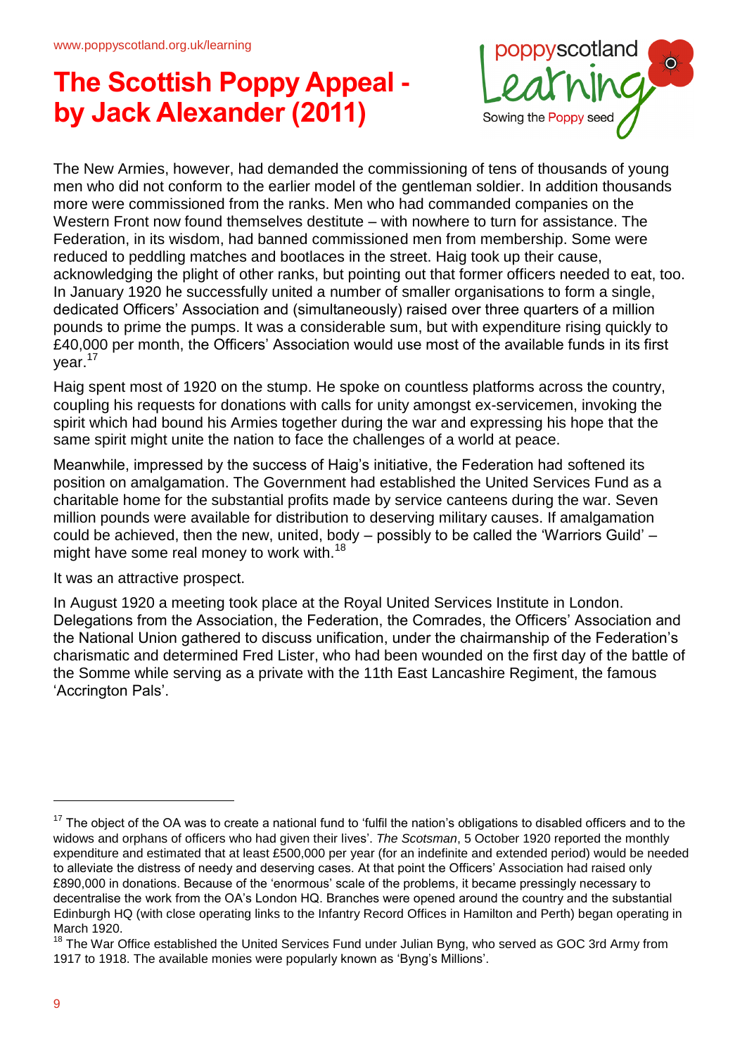The New Armies, however, had demanded the commissioning of tens of thousands of young men who did not conform to the earlier model of the gentleman soldier. In addition thousands more were commissioned from the ranks. Men who had commanded companies on the Western Front now found themselves destitute – with nowhere to turn for assistance. The Federation, in its wisdom, had banned commissioned men from membership. Some were reduced to peddling matches and bootlaces in the street. Haig took up their cause, acknowledging the plight of other ranks, but pointing out that former officers needed to eat, too. In January 1920 he successfully united a number of smaller organisations to form a single, dedicated Officers' Association and (simultaneously) raised over three quarters of a million pounds to prime the pumps. It was a considerable sum, but with expenditure rising quickly to £40,000 per month, the Officers' Association would use most of the available funds in its first year.[17]

Haig spent most of 1920 on the stump. He spoke on countless platforms across the country, coupling his requests for donations with calls for unity amongst ex-servicemen, invoking the spirit which had bound his Armies together during the war and expressing his hope that the same spirit might unite the nation to face the challenges of a world at peace.

Meanwhile, impressed by the success of Haig's initiative, the Federation had softened its position on amalgamation. The Government had established the United Services Fund as a charitable home for the substantial profits made by service canteens during the war. Seven million pounds were available for distribution to deserving military causes. If amalgamation could be achieved, then the new, united, body – possibly to be called the 'Warriors Guild' – might have some real money to work with.[18]

It was an attractive prospect.

In August 1920 a meeting took place at the Royal United Services Institute in London. Delegations from the Association, the Federation, the Comrades, the Officers' Association and the National Union gathered to discuss unification, under the chairmanship of the Federation's charismatic and determined Fred Lister, who had been wounded on the first day of the battle of the Somme while serving as a private with the 11th East Lancashire Regiment, the famous 'Accrington Pals'.

---

[17] The object of the OA was to create a national fund to 'fulfil the nation's obligations to disabled officers and to the widows and orphans of officers who had given their lives'. *The Scotsman*, 5 October 1920 reported the monthly expenditure and estimated that at least £500,000 per year (for an indefinite and extended period) would be needed to alleviate the distress of needy and deserving cases. At that point the Officers' Association had raised only £890,000 in donations. Because of the 'enormous' scale of the problems, it became pressingly necessary to decentralise the work from the OA's London HQ. Branches were opened around the country and the substantial Edinburgh HQ (with close operating links to the Infantry Record Offices in Hamilton and Perth) began operating in March 1920.

[18] The War Office established the United Services Fund under Julian Byng, who served as GOC 3rd Army from 1917 to 1918. The available monies were popularly known as 'Byng's Millions'.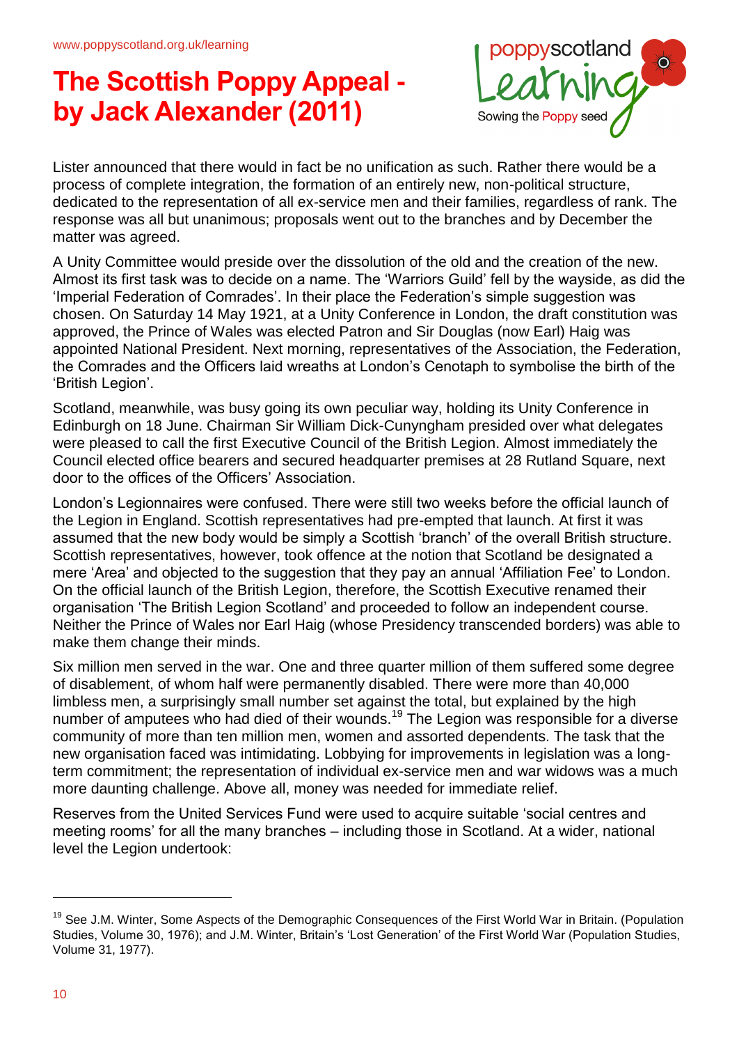Lister announced that there would in fact be no unification as such. Rather there would be a process of complete integration, the formation of an entirely new, non-political structure, dedicated to the representation of all ex-service men and their families, regardless of rank. The response was all but unanimous; proposals went out to the branches and by December the matter was agreed.

A Unity Committee would preside over the dissolution of the old and the creation of the new. Almost its first task was to decide on a name. The 'Warriors Guild' fell by the wayside, as did the 'Imperial Federation of Comrades'. In their place the Federation's simple suggestion was chosen. On Saturday 14 May 1921, at a Unity Conference in London, the draft constitution was approved, the Prince of Wales was elected Patron and Sir Douglas (now Earl) Haig was appointed National President. Next morning, representatives of the Association, the Federation, the Comrades and the Officers laid wreaths at London's Cenotaph to symbolise the birth of the 'British Legion'.

Scotland, meanwhile, was busy going its own peculiar way, holding its Unity Conference in Edinburgh on 18 June. Chairman Sir William Dick-Cunyngham presided over what delegates were pleased to call the first Executive Council of the British Legion. Almost immediately the Council elected office bearers and secured headquarter premises at 28 Rutland Square, next door to the offices of the Officers' Association.

London's Legionnaires were confused. There were still two weeks before the official launch of the Legion in England. Scottish representatives had pre-empted that launch. At first it was assumed that the new body would be simply a Scottish 'branch' of the overall British structure. Scottish representatives, however, took offence at the notion that Scotland be designated a mere 'Area' and objected to the suggestion that they pay an annual 'Affiliation Fee' to London. On the official launch of the British Legion, therefore, the Scottish Executive renamed their organisation 'The British Legion Scotland' and proceeded to follow an independent course. Neither the Prince of Wales nor Earl Haig (whose Presidency transcended borders) was able to make them change their minds.

Six million men served in the war. One and three quarter million of them suffered some degree of disablement, of whom half were permanently disabled. There were more than 40,000 limbless men, a surprisingly small number set against the total, but explained by the high number of amputees who had died of their wounds.[19] The Legion was responsible for a diverse community of more than ten million men, women and assorted dependents. The task that the new organisation faced was intimidating. Lobbying for improvements in legislation was a long-term commitment; the representation of individual ex-service men and war widows was a much more daunting challenge. Above all, money was needed for immediate relief.

Reserves from the United Services Fund were used to acquire suitable 'social centres and meeting rooms' for all the many branches – including those in Scotland. At a wider, national level the Legion undertook:

---

[19] See J.M. Winter, Some Aspects of the Demographic Consequences of the First World War in Britain. (Population Studies, Volume 30, 1976); and J.M. Winter, Britain's 'Lost Generation' of the First World War (Population Studies, Volume 31, 1977).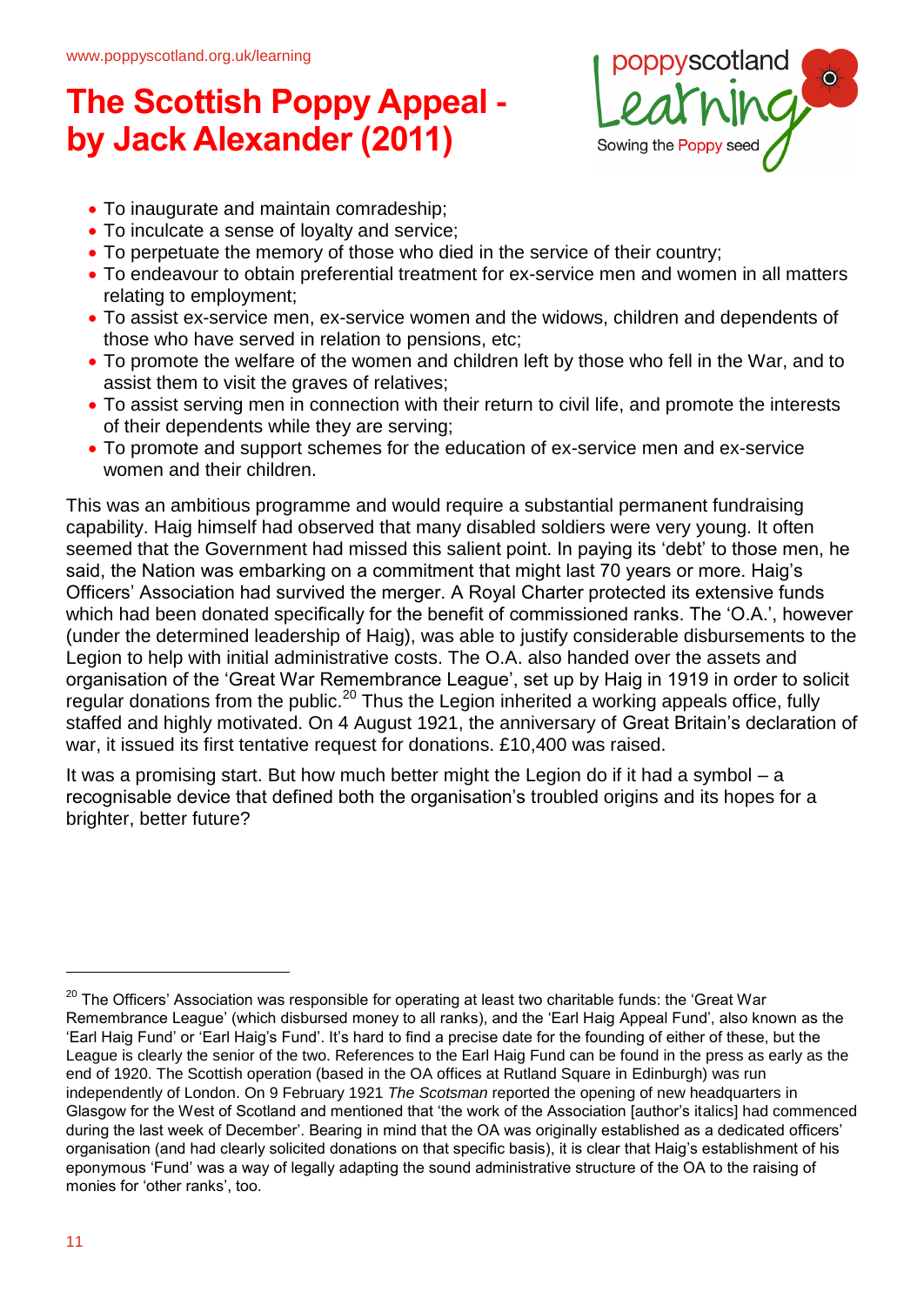- To inaugurate and maintain comradeship;
- To inculcate a sense of loyalty and service;
- To perpetuate the memory of those who died in the service of their country;
- To endeavour to obtain preferential treatment for ex-service men and women in all matters relating to employment;
- To assist ex-service men, ex-service women and the widows, children and dependents of those who have served in relation to pensions, etc;
- To promote the welfare of the women and children left by those who fell in the War, and to assist them to visit the graves of relatives;
- To assist serving men in connection with their return to civil life, and promote the interests of their dependents while they are serving;
- To promote and support schemes for the education of ex-service men and ex-service women and their children.

This was an ambitious programme and would require a substantial permanent fundraising capability. Haig himself had observed that many disabled soldiers were very young. It often seemed that the Government had missed this salient point. In paying its 'debt' to those men, he said, the Nation was embarking on a commitment that might last 70 years or more. Haig's Officers' Association had survived the merger. A Royal Charter protected its extensive funds which had been donated specifically for the benefit of commissioned ranks. The 'O.A.', however (under the determined leadership of Haig), was able to justify considerable disbursements to the Legion to help with initial administrative costs. The O.A. also handed over the assets and organisation of the 'Great War Remembrance League', set up by Haig in 1919 in order to solicit regular donations from the public.[20] Thus the Legion inherited a working appeals office, fully staffed and highly motivated. On 4 August 1921, the anniversary of Great Britain's declaration of war, it issued its first tentative request for donations. £10,400 was raised.

It was a promising start. But how much better might the Legion do if it had a symbol – a recognisable device that defined both the organisation's troubled origins and its hopes for a brighter, better future?

---

[20] The Officers' Association was responsible for operating at least two charitable funds: the 'Great War Remembrance League' (which disbursed money to all ranks), and the 'Earl Haig Appeal Fund', also known as the 'Earl Haig Fund' or 'Earl Haig's Fund'. It's hard to find a precise date for the founding of either of these, but the League is clearly the senior of the two. References to the Earl Haig Fund can be found in the press as early as the end of 1920. The Scottish operation (based in the OA offices at Rutland Square in Edinburgh) was run independently of London. On 9 February 1921 *The Scotsman* reported the opening of new headquarters in Glasgow for the West of Scotland and mentioned that 'the work of the Association [author's italics] had commenced during the last week of December'. Bearing in mind that the OA was originally established as a dedicated officers' organisation (and had clearly solicited donations on that specific basis), it is clear that Haig's establishment of his eponymous 'Fund' was a way of legally adapting the sound administrative structure of the OA to the raising of monies for 'other ranks', too.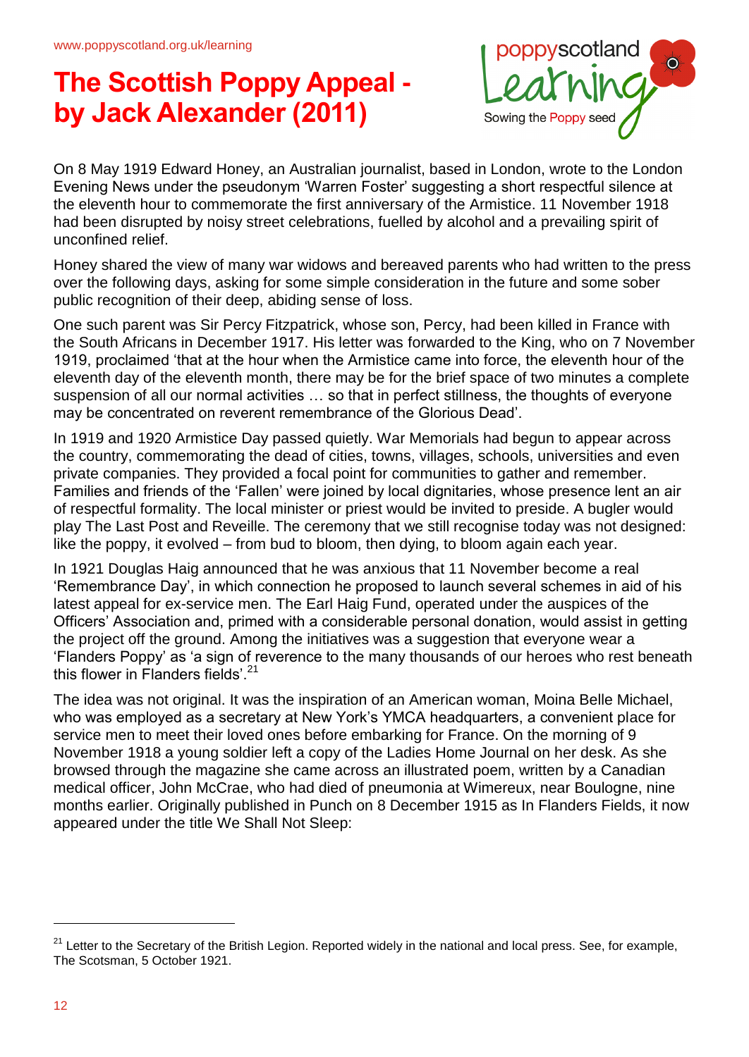# The Scottish Poppy Appeal - by Jack Alexander (2011)

On 8 May 1919 Edward Honey, an Australian journalist, based in London, wrote to the London Evening News under the pseudonym 'Warren Foster' suggesting a short respectful silence at the eleventh hour to commemorate the first anniversary of the Armistice. 11 November 1918 had been disrupted by noisy street celebrations, fuelled by alcohol and a prevailing spirit of unconfined relief.

Honey shared the view of many war widows and bereaved parents who had written to the press over the following days, asking for some simple consideration in the future and some sober public recognition of their deep, abiding sense of loss.

One such parent was Sir Percy Fitzpatrick, whose son, Percy, had been killed in France with the South Africans in December 1917. His letter was forwarded to the King, who on 7 November 1919, proclaimed 'that at the hour when the Armistice came into force, the eleventh hour of the eleventh day of the eleventh month, there may be for the brief space of two minutes a complete suspension of all our normal activities … so that in perfect stillness, the thoughts of everyone may be concentrated on reverent remembrance of the Glorious Dead'.

In 1919 and 1920 Armistice Day passed quietly. War Memorials had begun to appear across the country, commemorating the dead of cities, towns, villages, schools, universities and even private companies. They provided a focal point for communities to gather and remember. Families and friends of the 'Fallen' were joined by local dignitaries, whose presence lent an air of respectful formality. The local minister or priest would be invited to preside. A bugler would play The Last Post and Reveille. The ceremony that we still recognise today was not designed: like the poppy, it evolved – from bud to bloom, then dying, to bloom again each year.

In 1921 Douglas Haig announced that he was anxious that 11 November become a real 'Remembrance Day', in which connection he proposed to launch several schemes in aid of his latest appeal for ex-service men. The Earl Haig Fund, operated under the auspices of the Officers' Association and, primed with a considerable personal donation, would assist in getting the project off the ground. Among the initiatives was a suggestion that everyone wear a 'Flanders Poppy' as 'a sign of reverence to the many thousands of our heroes who rest beneath this flower in Flanders fields'.[21]

The idea was not original. It was the inspiration of an American woman, Moina Belle Michael, who was employed as a secretary at New York's YMCA headquarters, a convenient place for service men to meet their loved ones before embarking for France. On the morning of 9 November 1918 a young soldier left a copy of the Ladies Home Journal on her desk. As she browsed through the magazine she came across an illustrated poem, written by a Canadian medical officer, John McCrae, who had died of pneumonia at Wimereux, near Boulogne, nine months earlier. Originally published in Punch on 8 December 1915 as In Flanders Fields, it now appeared under the title We Shall Not Sleep:

---

[21] Letter to the Secretary of the British Legion. Reported widely in the national and local press. See, for example, The Scotsman, 5 October 1921.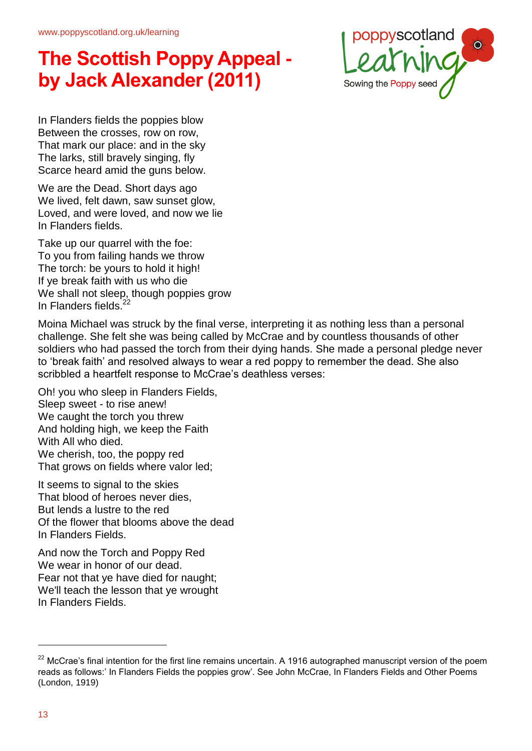# The Scottish Poppy Appeal - by Jack Alexander (2011)

In Flanders fields the poppies blow  
Between the crosses, row on row,  
That mark our place: and in the sky  
The larks, still bravely singing, fly  
Scarce heard amid the guns below.

We are the Dead. Short days ago  
We lived, felt dawn, saw sunset glow,  
Loved, and were loved, and now we lie  
In Flanders fields.

Take up our quarrel with the foe:  
To you from failing hands we throw  
The torch: be yours to hold it high!  
If ye break faith with us who die  
We shall not sleep, though poppies grow  
In Flanders fields.[22]

Moina Michael was struck by the final verse, interpreting it as nothing less than a personal challenge. She felt she was being called by McCrae and by countless thousands of other soldiers who had passed the torch from their dying hands. She made a personal pledge never to 'break faith' and resolved always to wear a red poppy to remember the dead. She also scribbled a heartfelt response to McCrae's deathless verses:

Oh! you who sleep in Flanders Fields,  
Sleep sweet - to rise anew!  
We caught the torch you threw  
And holding high, we keep the Faith  
With All who died.  
We cherish, too, the poppy red  
That grows on fields where valor led;

It seems to signal to the skies  
That blood of heroes never dies,  
But lends a lustre to the red  
Of the flower that blooms above the dead  
In Flanders Fields.

And now the Torch and Poppy Red  
We wear in honor of our dead.  
Fear not that ye have died for naught;  
We'll teach the lesson that ye wrought  
In Flanders Fields.

---

[22] McCrae's final intention for the first line remains uncertain. A 1916 autographed manuscript version of the poem reads as follows:' In Flanders Fields the poppies grow'. See John McCrae, In Flanders Fields and Other Poems (London, 1919)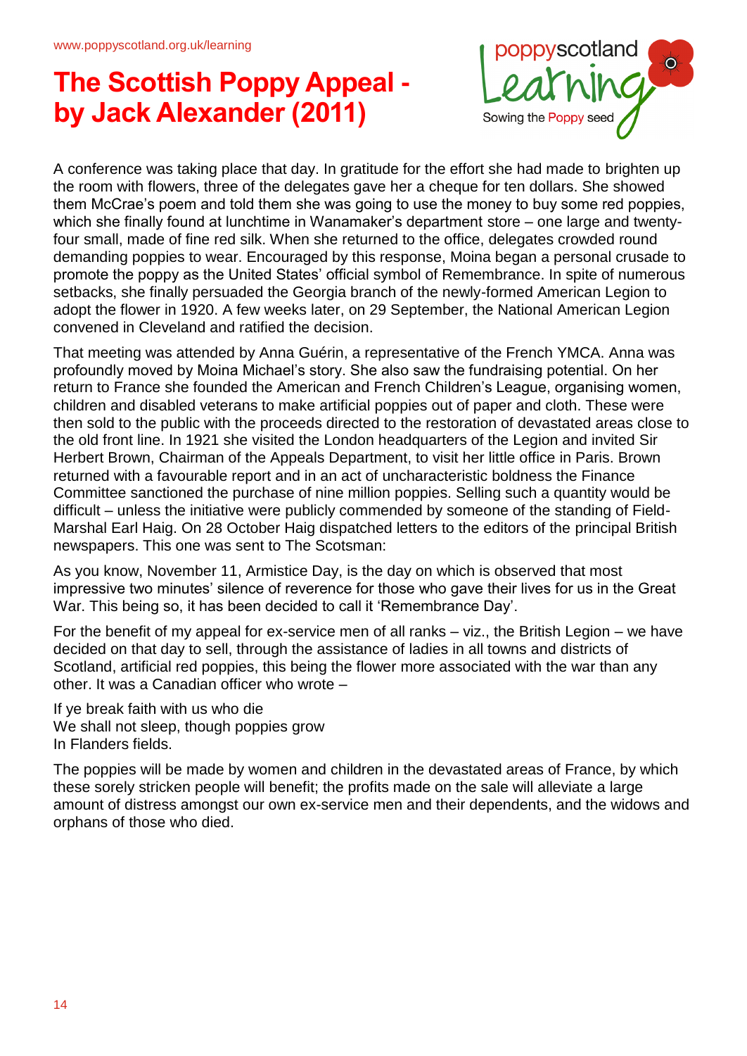# The Scottish Poppy Appeal - by Jack Alexander (2011)

A conference was taking place that day. In gratitude for the effort she had made to brighten up the room with flowers, three of the delegates gave her a cheque for ten dollars. She showed them McCrae's poem and told them she was going to use the money to buy some red poppies, which she finally found at lunchtime in Wanamaker's department store – one large and twenty-four small, made of fine red silk. When she returned to the office, delegates crowded round demanding poppies to wear. Encouraged by this response, Moina began a personal crusade to promote the poppy as the United States' official symbol of Remembrance. In spite of numerous setbacks, she finally persuaded the Georgia branch of the newly-formed American Legion to adopt the flower in 1920. A few weeks later, on 29 September, the National American Legion convened in Cleveland and ratified the decision.

That meeting was attended by Anna Guérin, a representative of the French YMCA. Anna was profoundly moved by Moina Michael's story. She also saw the fundraising potential. On her return to France she founded the American and French Children's League, organising women, children and disabled veterans to make artificial poppies out of paper and cloth. These were then sold to the public with the proceeds directed to the restoration of devastated areas close to the old front line. In 1921 she visited the London headquarters of the Legion and invited Sir Herbert Brown, Chairman of the Appeals Department, to visit her little office in Paris. Brown returned with a favourable report and in an act of uncharacteristic boldness the Finance Committee sanctioned the purchase of nine million poppies. Selling such a quantity would be difficult – unless the initiative were publicly commended by someone of the standing of Field-Marshal Earl Haig. On 28 October Haig dispatched letters to the editors of the principal British newspapers. This one was sent to The Scotsman:

As you know, November 11, Armistice Day, is the day on which is observed that most impressive two minutes' silence of reverence for those who gave their lives for us in the Great War. This being so, it has been decided to call it 'Remembrance Day'.

For the benefit of my appeal for ex-service men of all ranks – viz., the British Legion – we have decided on that day to sell, through the assistance of ladies in all towns and districts of Scotland, artificial red poppies, this being the flower more associated with the war than any other. It was a Canadian officer who wrote –

If ye break faith with us who die  
We shall not sleep, though poppies grow  
In Flanders fields.

The poppies will be made by women and children in the devastated areas of France, by which these sorely stricken people will benefit; the profits made on the sale will alleviate a large amount of distress amongst our own ex-service men and their dependents, and the widows and orphans of those who died.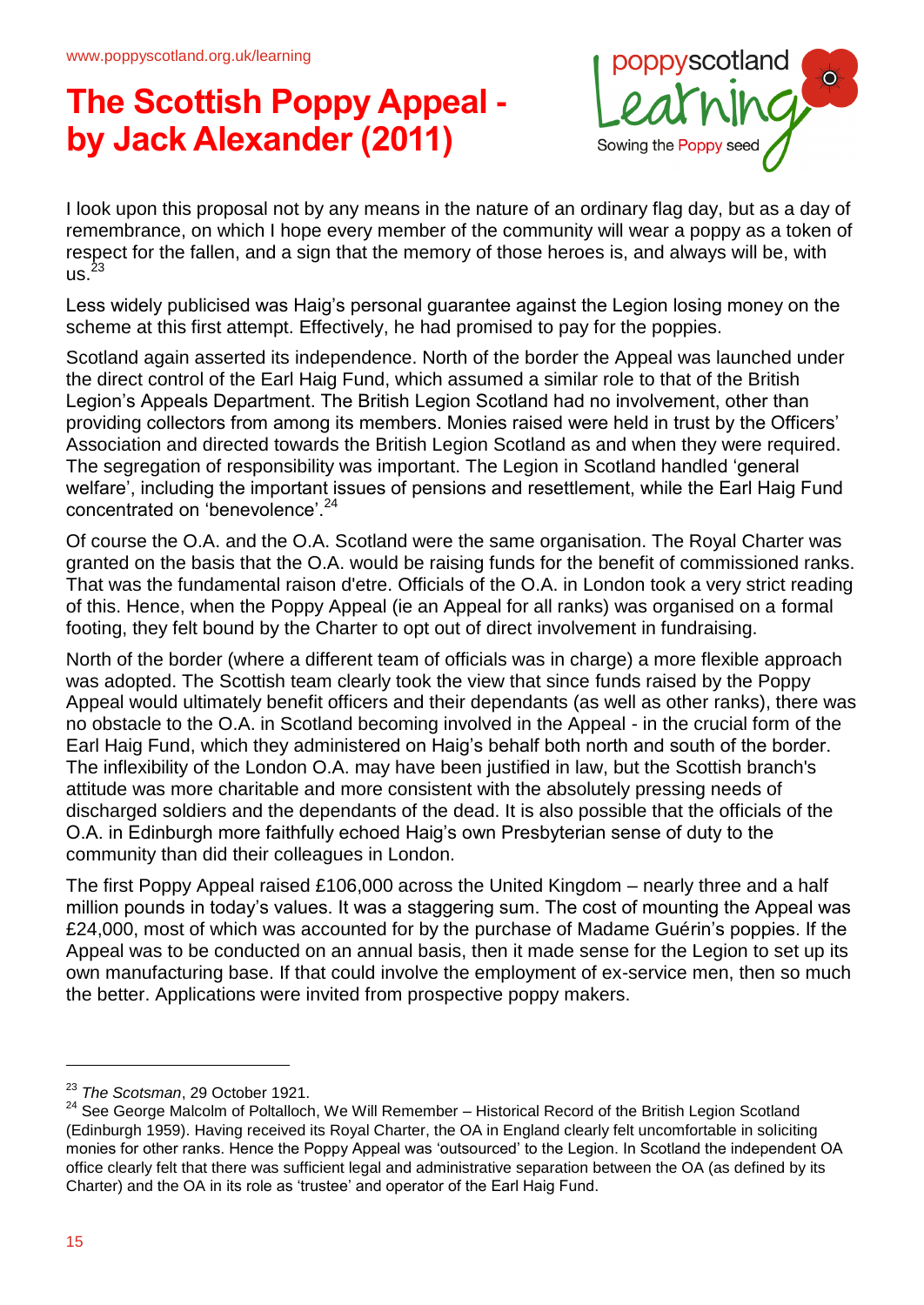I look upon this proposal not by any means in the nature of an ordinary flag day, but as a day of remembrance, on which I hope every member of the community will wear a poppy as a token of respect for the fallen, and a sign that the memory of those heroes is, and always will be, with us.[23]

Less widely publicised was Haig's personal guarantee against the Legion losing money on the scheme at this first attempt. Effectively, he had promised to pay for the poppies.

Scotland again asserted its independence. North of the border the Appeal was launched under the direct control of the Earl Haig Fund, which assumed a similar role to that of the British Legion's Appeals Department. The British Legion Scotland had no involvement, other than providing collectors from among its members. Monies raised were held in trust by the Officers' Association and directed towards the British Legion Scotland as and when they were required. The segregation of responsibility was important. The Legion in Scotland handled 'general welfare', including the important issues of pensions and resettlement, while the Earl Haig Fund concentrated on 'benevolence'.[24]

Of course the O.A. and the O.A. Scotland were the same organisation. The Royal Charter was granted on the basis that the O.A. would be raising funds for the benefit of commissioned ranks. That was the fundamental raison d'etre. Officials of the O.A. in London took a very strict reading of this. Hence, when the Poppy Appeal (ie an Appeal for all ranks) was organised on a formal footing, they felt bound by the Charter to opt out of direct involvement in fundraising.

North of the border (where a different team of officials was in charge) a more flexible approach was adopted. The Scottish team clearly took the view that since funds raised by the Poppy Appeal would ultimately benefit officers and their dependants (as well as other ranks), there was no obstacle to the O.A. in Scotland becoming involved in the Appeal - in the crucial form of the Earl Haig Fund, which they administered on Haig's behalf both north and south of the border. The inflexibility of the London O.A. may have been justified in law, but the Scottish branch's attitude was more charitable and more consistent with the absolutely pressing needs of discharged soldiers and the dependants of the dead. It is also possible that the officials of the O.A. in Edinburgh more faithfully echoed Haig's own Presbyterian sense of duty to the community than did their colleagues in London.

The first Poppy Appeal raised £106,000 across the United Kingdom – nearly three and a half million pounds in today's values. It was a staggering sum. The cost of mounting the Appeal was £24,000, most of which was accounted for by the purchase of Madame Guérin's poppies. If the Appeal was to be conducted on an annual basis, then it made sense for the Legion to set up its own manufacturing base. If that could involve the employment of ex-service men, then so much the better. Applications were invited from prospective poppy makers.

---

[23] *The Scotsman*, 29 October 1921.

[24] See George Malcolm of Poltalloch, We Will Remember – Historical Record of the British Legion Scotland (Edinburgh 1959). Having received its Royal Charter, the OA in England clearly felt uncomfortable in soliciting monies for other ranks. Hence the Poppy Appeal was 'outsourced' to the Legion. In Scotland the independent OA office clearly felt that there was sufficient legal and administrative separation between the OA (as defined by its Charter) and the OA in its role as 'trustee' and operator of the Earl Haig Fund.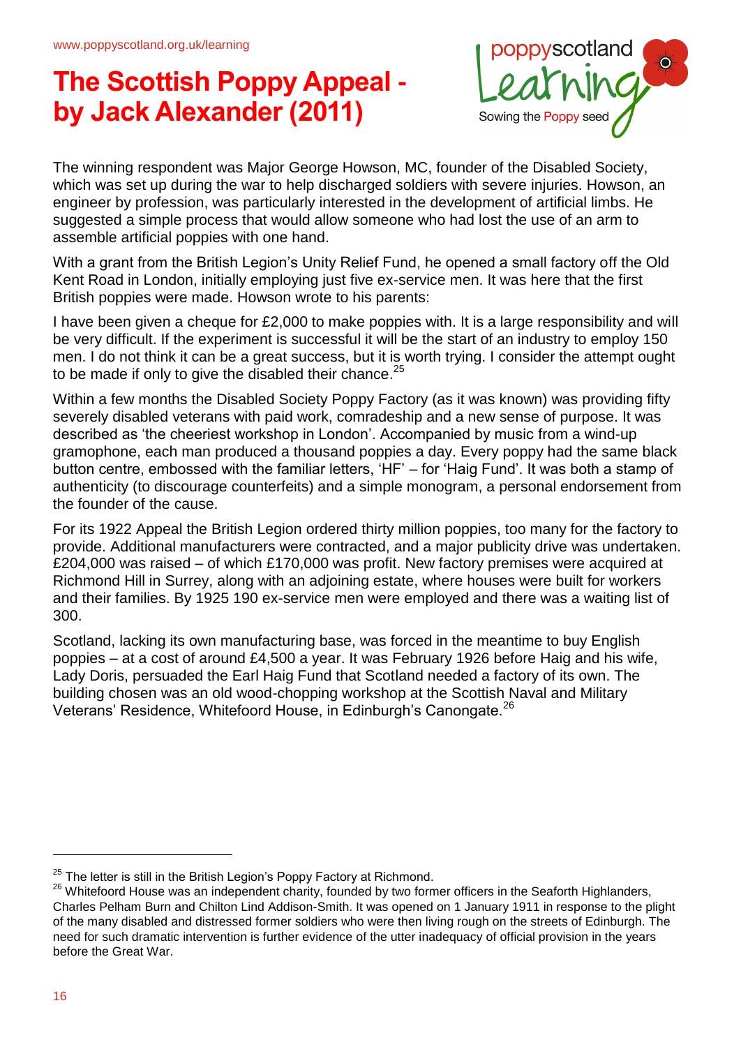# The Scottish Poppy Appeal - by Jack Alexander (2011)

The winning respondent was Major George Howson, MC, founder of the Disabled Society, which was set up during the war to help discharged soldiers with severe injuries. Howson, an engineer by profession, was particularly interested in the development of artificial limbs. He suggested a simple process that would allow someone who had lost the use of an arm to assemble artificial poppies with one hand.

With a grant from the British Legion's Unity Relief Fund, he opened a small factory off the Old Kent Road in London, initially employing just five ex-service men. It was here that the first British poppies were made. Howson wrote to his parents:

I have been given a cheque for £2,000 to make poppies with. It is a large responsibility and will be very difficult. If the experiment is successful it will be the start of an industry to employ 150 men. I do not think it can be a great success, but it is worth trying. I consider the attempt ought to be made if only to give the disabled their chance.[25]

Within a few months the Disabled Society Poppy Factory (as it was known) was providing fifty severely disabled veterans with paid work, comradeship and a new sense of purpose. It was described as 'the cheeriest workshop in London'. Accompanied by music from a wind-up gramophone, each man produced a thousand poppies a day. Every poppy had the same black button centre, embossed with the familiar letters, 'HF' – for 'Haig Fund'. It was both a stamp of authenticity (to discourage counterfeits) and a simple monogram, a personal endorsement from the founder of the cause.

For its 1922 Appeal the British Legion ordered thirty million poppies, too many for the factory to provide. Additional manufacturers were contracted, and a major publicity drive was undertaken. £204,000 was raised – of which £170,000 was profit. New factory premises were acquired at Richmond Hill in Surrey, along with an adjoining estate, where houses were built for workers and their families. By 1925 190 ex-service men were employed and there was a waiting list of 300.

Scotland, lacking its own manufacturing base, was forced in the meantime to buy English poppies – at a cost of around £4,500 a year. It was February 1926 before Haig and his wife, Lady Doris, persuaded the Earl Haig Fund that Scotland needed a factory of its own. The building chosen was an old wood-chopping workshop at the Scottish Naval and Military Veterans' Residence, Whitefoord House, in Edinburgh's Canongate.[26]

---

[25] The letter is still in the British Legion's Poppy Factory at Richmond.

[26] Whitefoord House was an independent charity, founded by two former officers in the Seaforth Highlanders, Charles Pelham Burn and Chilton Lind Addison-Smith. It was opened on 1 January 1911 in response to the plight of the many disabled and distressed former soldiers who were then living rough on the streets of Edinburgh. The need for such dramatic intervention is further evidence of the utter inadequacy of official provision in the years before the Great War.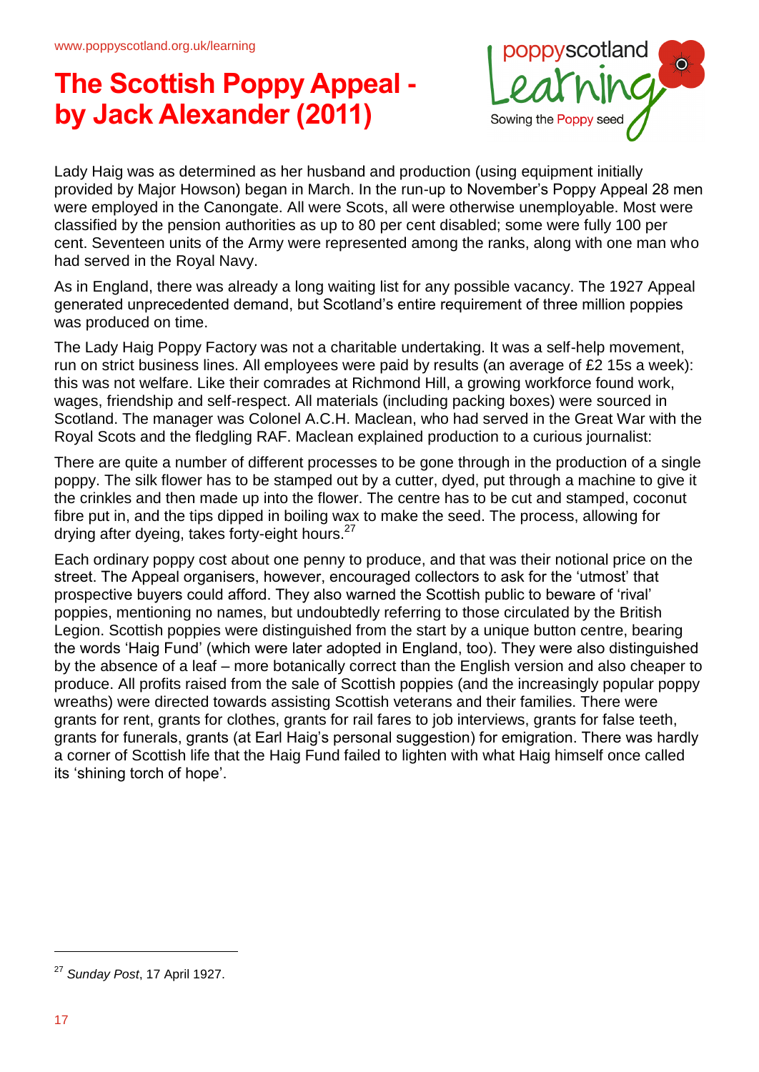Lady Haig was as determined as her husband and production (using equipment initially provided by Major Howson) began in March. In the run-up to November's Poppy Appeal 28 men were employed in the Canongate. All were Scots, all were otherwise unemployable. Most were classified by the pension authorities as up to 80 per cent disabled; some were fully 100 per cent. Seventeen units of the Army were represented among the ranks, along with one man who had served in the Royal Navy.

As in England, there was already a long waiting list for any possible vacancy. The 1927 Appeal generated unprecedented demand, but Scotland's entire requirement of three million poppies was produced on time.

The Lady Haig Poppy Factory was not a charitable undertaking. It was a self-help movement, run on strict business lines. All employees were paid by results (an average of £2 15s a week): this was not welfare. Like their comrades at Richmond Hill, a growing workforce found work, wages, friendship and self-respect. All materials (including packing boxes) were sourced in Scotland. The manager was Colonel A.C.H. Maclean, who had served in the Great War with the Royal Scots and the fledgling RAF. Maclean explained production to a curious journalist:

There are quite a number of different processes to be gone through in the production of a single poppy. The silk flower has to be stamped out by a cutter, dyed, put through a machine to give it the crinkles and then made up into the flower. The centre has to be cut and stamped, coconut fibre put in, and the tips dipped in boiling wax to make the seed. The process, allowing for drying after dyeing, takes forty-eight hours.[27]

Each ordinary poppy cost about one penny to produce, and that was their notional price on the street. The Appeal organisers, however, encouraged collectors to ask for the 'utmost' that prospective buyers could afford. They also warned the Scottish public to beware of 'rival' poppies, mentioning no names, but undoubtedly referring to those circulated by the British Legion. Scottish poppies were distinguished from the start by a unique button centre, bearing the words 'Haig Fund' (which were later adopted in England, too). They were also distinguished by the absence of a leaf – more botanically correct than the English version and also cheaper to produce. All profits raised from the sale of Scottish poppies (and the increasingly popular poppy wreaths) were directed towards assisting Scottish veterans and their families. There were grants for rent, grants for clothes, grants for rail fares to job interviews, grants for false teeth, grants for funerals, grants (at Earl Haig's personal suggestion) for emigration. There was hardly a corner of Scottish life that the Haig Fund failed to lighten with what Haig himself once called its 'shining torch of hope'.

---

[27] *Sunday Post*, 17 April 1927.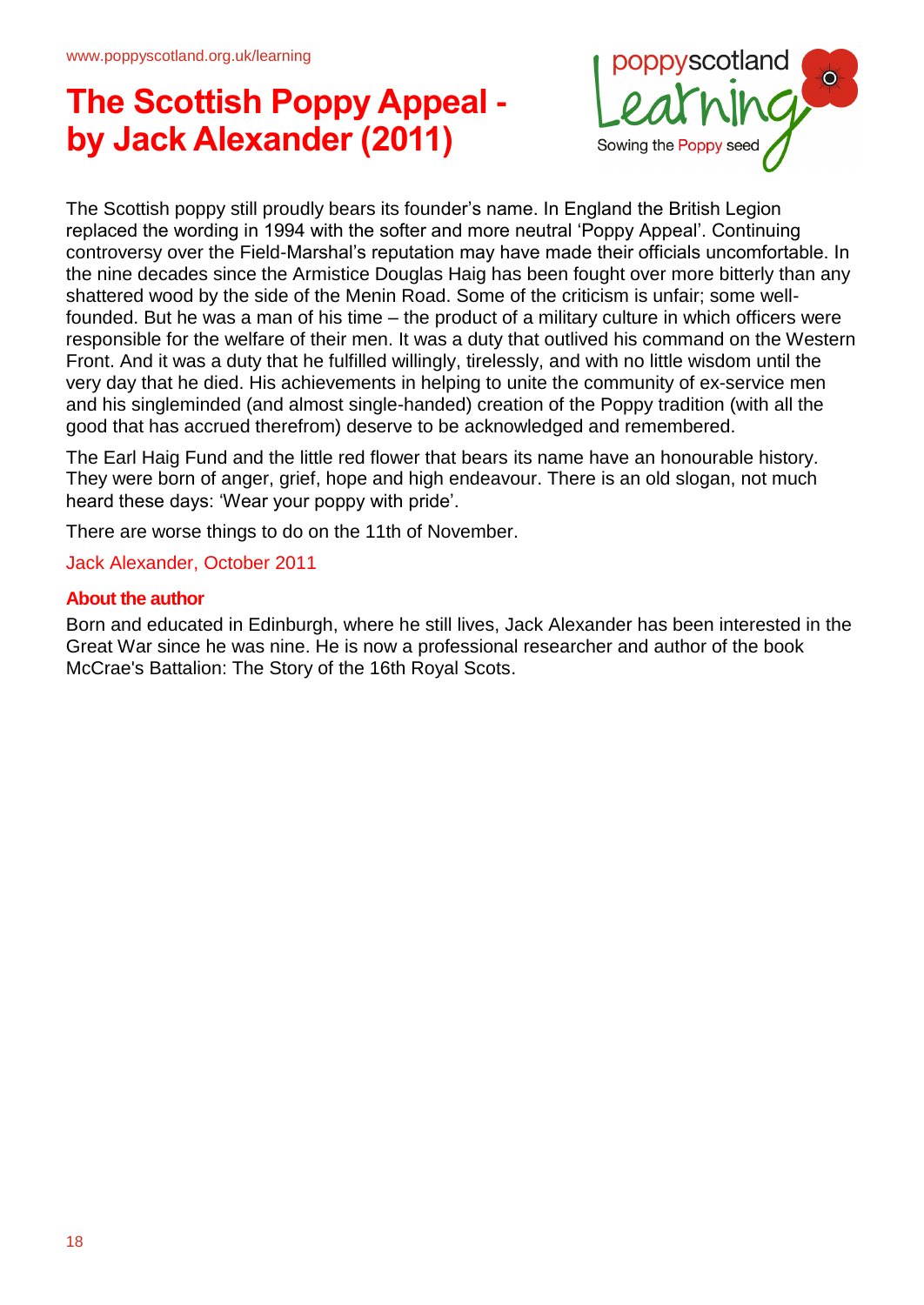# The Scottish Poppy Appeal - by Jack Alexander (2011)

The Scottish poppy still proudly bears its founder's name. In England the British Legion replaced the wording in 1994 with the softer and more neutral 'Poppy Appeal'. Continuing controversy over the Field-Marshal's reputation may have made their officials uncomfortable. In the nine decades since the Armistice Douglas Haig has been fought over more bitterly than any shattered wood by the side of the Menin Road. Some of the criticism is unfair; some well-founded. But he was a man of his time – the product of a military culture in which officers were responsible for the welfare of their men. It was a duty that outlived his command on the Western Front. And it was a duty that he fulfilled willingly, tirelessly, and with no little wisdom until the very day that he died. His achievements in helping to unite the community of ex-service men and his singleminded (and almost single-handed) creation of the Poppy tradition (with all the good that has accrued therefrom) deserve to be acknowledged and remembered.

The Earl Haig Fund and the little red flower that bears its name have an honourable history. They were born of anger, grief, hope and high endeavour. There is an old slogan, not much heard these days: 'Wear your poppy with pride'.

There are worse things to do on the 11th of November.

Jack Alexander, October 2011

### About the author

Born and educated in Edinburgh, where he still lives, Jack Alexander has been interested in the Great War since he was nine. He is now a professional researcher and author of the book McCrae's Battalion: The Story of the 16th Royal Scots.